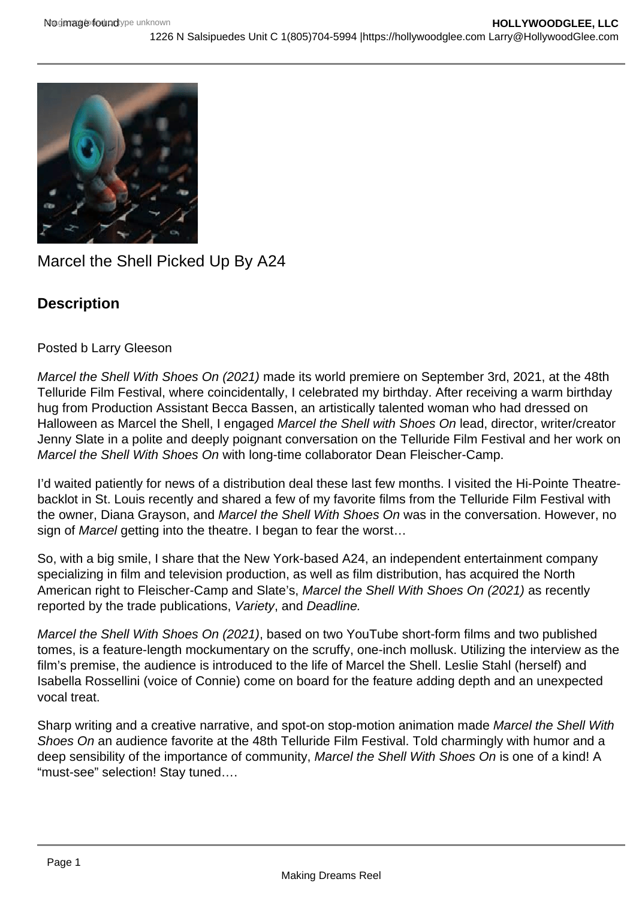Marcel the Shell Picked Up By A24

## Description

Posted b Larry Gleeson

*Marcel the Shell With Shoes On (2021)* made its world premiere on September 3rd, 2021, at the 48th Telluride Film Festival, where coincidentally, I celebrated my birthday. After receiving a warm birthday hug from Production Assistant Becca Bassen, an artistically talented woman who had dressed on Halloween as Marcel the Shell, I engaged *Marcel the Shell with Shoes On* lead, director, writer/creator Jenny Slate in a polite and deeply poignant conversation on the Telluride Film Festival and her work on *Marcel the Shell With Shoes On* with long-time collaborator Dean Fleischer-Camp.

I'd waited patiently for news of a distribution deal these last few months. I visited the Hi-Pointe Theatre-backlot in St. Louis recently and shared a few of my favorite films from the Telluride Film Festival with the owner, Diana Grayson, and *Marcel the Shell With Shoes On* was in the conversation. However, no sign of *Marcel* getting into the theatre. I began to fear the worst…

So, with a big smile, I share that the New York-based A24, an independent entertainment company specializing in film and television production, as well as film distribution, has acquired the North American right to Fleischer-Camp and Slate's, *Marcel the Shell With Shoes On (2021)* as recently reported by the trade publications, *Variety*, and *Deadline.*

*Marcel the Shell With Shoes On (2021)*, based on two YouTube short-form films and two published tomes, is a feature-length mockumentary on the scruffy, one-inch mollusk. Utilizing the interview as the film's premise, the audience is introduced to the life of Marcel the Shell. Leslie Stahl (herself) and Isabella Rossellini (voice of Connie) come on board for the feature adding depth and an unexpected vocal treat.

Sharp writing and a creative narrative, and spot-on stop-motion animation made *Marcel the Shell With Shoes On* an audience favorite at the 48th Telluride Film Festival. Told charmingly with humor and a deep sensibility of the importance of community, *Marcel the Shell With Shoes On* is one of a kind! A "must-see" selection! Stay tuned….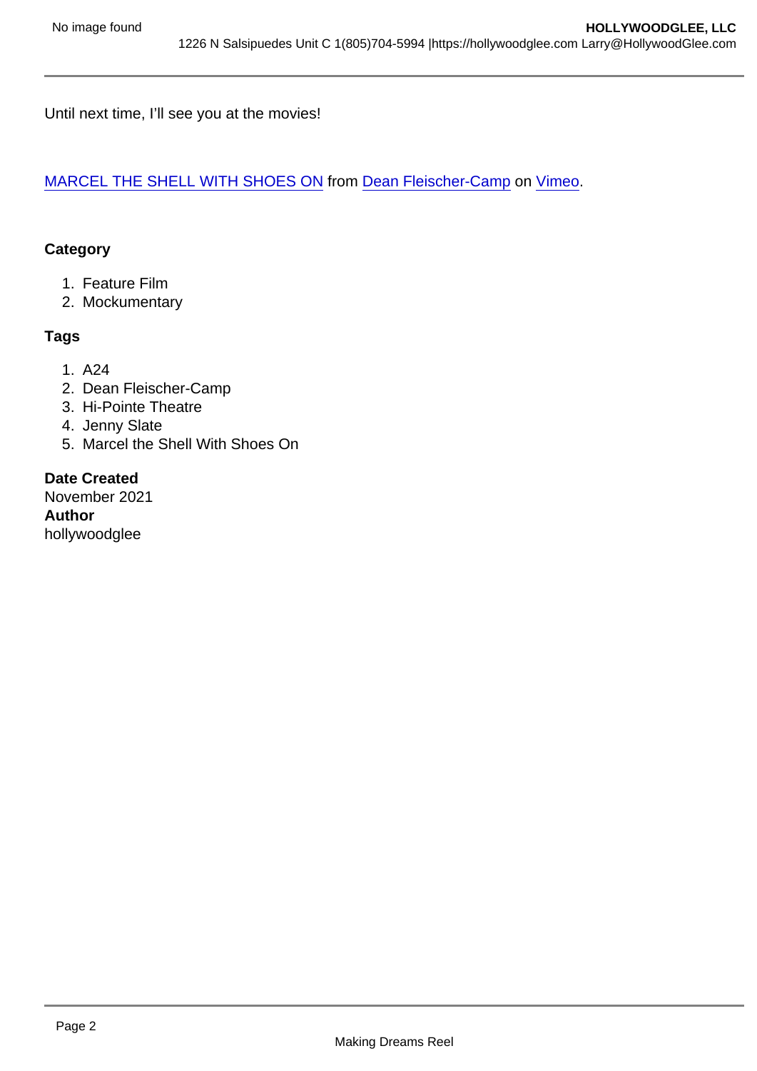Until next time, I'll see you at the movies!

MARCEL THE SHELL WITH SHOES ON from Dean Fleischer-Camp on Vimeo.

**Category**

1. Feature Film
2. Mockumentary

**Tags**

1. A24
2. Dean Fleischer-Camp
3. Hi-Pointe Theatre
4. Jenny Slate
5. Marcel the Shell With Shoes On

**Date Created**
November 2021
**Author**
hollywoodglee